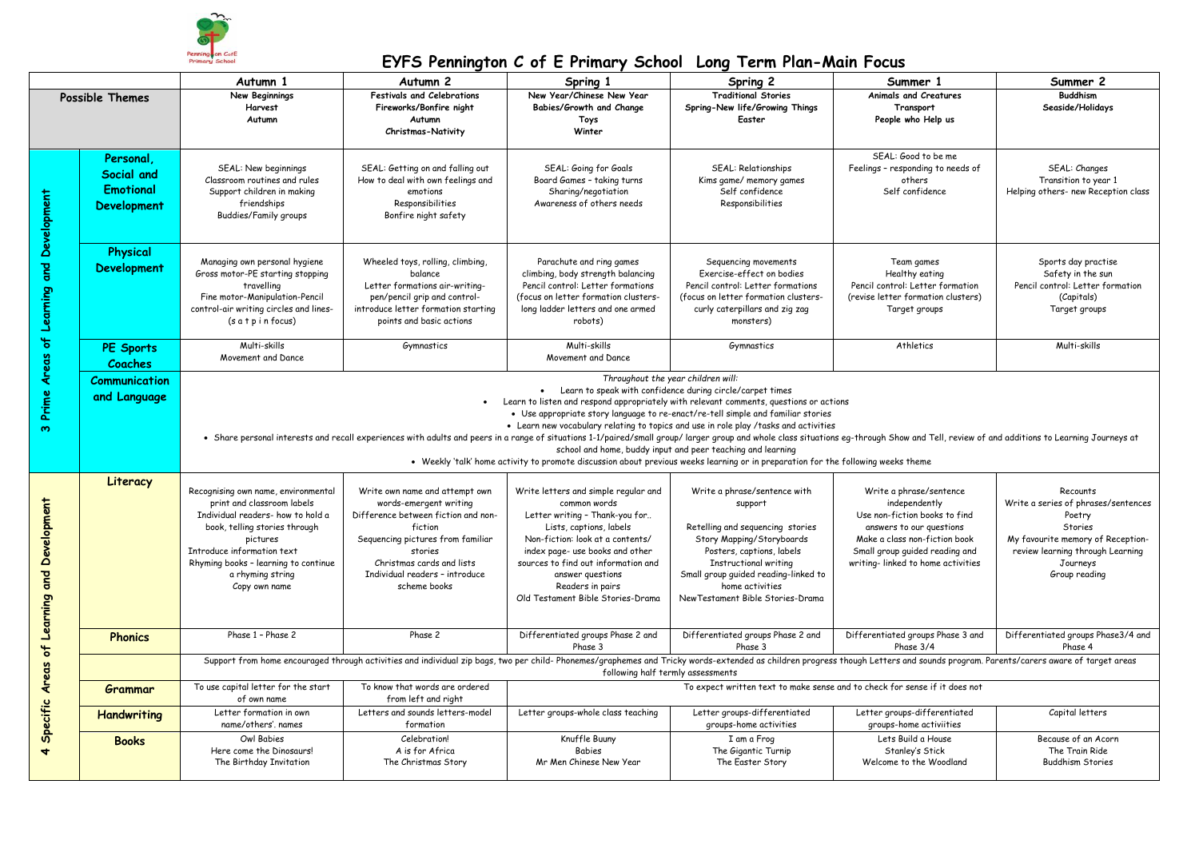# EYFS Pennington C of E Primary School Long Term Plan-Main Focus

| | | Autumn 1 | Autumn 2 | Spring 1 | Spring 2 | Summer 1 | Summer 2 |
|---|---|---|---|---|---|---|---|
| **Possible Themes** | | New Beginnings<br>Harvest<br>Autumn | Festivals and Celebrations<br>Fireworks/Bonfire night<br>Autumn<br>Christmas-Nativity | New Year/Chinese New Year<br>Babies/Growth and Change<br>Toys<br>Winter | Traditional Stories<br>Spring-New life/Growing Things<br>Easter | Animals and Creatures<br>Transport<br>People who Help us | Buddhism<br>Seaside/Holidays |
| **3 Prime Areas of Learning and Development** | **Personal, Social and Emotional Development** | SEAL: New beginnings<br>Classroom routines and rules<br>Support children in making friendships<br>Buddies/Family groups | SEAL: Getting on and falling out<br>How to deal with own feelings and emotions<br>Responsibilities<br>Bonfire night safety | SEAL: Going for Goals<br>Board Games – taking turns<br>Sharing/negotiation<br>Awareness of others needs | SEAL: Relationships<br>Kims game/ memory games<br>Self confidence<br>Responsibilities | SEAL: Good to be me<br>Feelings – responding to needs of others<br>Self confidence | SEAL: Changes<br>Transition to year 1<br>Helping others- new Reception class |
| | **Physical Development** | Managing own personal hygiene<br>Gross motor-PE starting stopping travelling<br>Fine motor-Manipulation-Pencil control-air writing circles and lines- (s a t p i n focus) | Wheeled toys, rolling, climbing, balance<br>Letter formations air-writing-pen/pencil grip and control-introduce letter formation starting points and basic actions | Parachute and ring games<br>climbing, body strength balancing<br>Pencil control: Letter formations (focus on letter formation clusters-long ladder letters and one armed robots) | Sequencing movements<br>Exercise-effect on bodies<br>Pencil control: Letter formations (focus on letter formation clusters-curly caterpillars and zig zag monsters) | Team games<br>Healthy eating<br>Pencil control: Letter formation (revise letter formation clusters)<br>Target groups | Sports day practise<br>Safety in the sun<br>Pencil control: Letter formation (Capitals)<br>Target groups |
| | **PE Sports Coaches** | Multi-skills<br>Movement and Dance | Gymnastics | Multi-skills<br>Movement and Dance | Gymnastics | Athletics | Multi-skills |
| | **Communication and Language** | *Throughout the year children will:*<br>• Learn to speak with confidence during circle/carpet times<br>• Learn to listen and respond appropriately with relevant comments, questions or actions<br>• Use appropriate story language to re-enact/re-tell simple and familiar stories<br>• Learn new vocabulary relating to topics and use in role play /tasks and activities<br>• Share personal interests and recall experiences with adults and peers in a range of situations 1-1/paired/small group/ larger group and whole class situations eg-through Show and Tell, review of and additions to Learning Journeys at school and home, buddy input and peer teaching and learning<br>• Weekly 'talk' home activity to promote discussion about previous weeks learning or in preparation for the following weeks theme | | | | | |
| **4 Specific Areas of Learning and Development** | **Literacy** | Recognising own name, environmental print and classroom labels<br>Individual readers- how to hold a book, telling stories through pictures<br>Introduce information text<br>Rhyming books – learning to continue a rhyming string<br>Copy own name | Write own name and attempt own words-emergent writing<br>Difference between fiction and non-fiction<br>Sequencing pictures from familiar stories<br>Christmas cards and lists<br>Individual readers – introduce scheme books | Write letters and simple regular and common words<br>Letter writing – Thank-you for..<br>Lists, captions, labels<br>Non-fiction: look at a contents/ index page- use books and other sources to find out information and answer questions<br>Readers in pairs<br>Old Testament Bible Stories-Drama | Write a phrase/sentence with support<br><br>Retelling and sequencing stories<br>Story Mapping/Storyboards<br>Posters, captions, labels<br>Instructional writing<br>Small group guided reading-linked to home activities<br>NewTestament Bible Stories-Drama | Write a phrase/sentence independently<br>Use non-fiction books to find answers to our questions<br>Make a class non-fiction book<br>Small group guided reading and writing- linked to home activities | Recounts<br>Write a series of phrases/sentences<br>Poetry<br>Stories<br>My favourite memory of Reception-review learning through Learning Journeys<br>Group reading |
| | **Phonics** | Phase 1 – Phase 2 | Phase 2 | Differentiated groups Phase 2 and Phase 3 | Differentiated groups Phase 2 and Phase 3 | Differentiated groups Phase 3 and Phase 3/4 | Differentiated groups Phase3/4 and Phase 4 |
| | | Support from home encouraged through activities and individual zip bags, two per child- Phonemes/graphemes and Tricky words-extended as children progress though Letters and sounds program. Parents/carers aware of target areas following half termly assessments | | | | | |
| | **Grammar** | To use capital letter for the start of own name | To know that words are ordered from left and right | To expect written text to make sense and to check for sense if it does not | | | |
| | **Handwriting** | Letter formation in own name/others'. names | Letters and sounds letters-model formation | Letter groups-whole class teaching | Letter groups-differentiated groups-home activities | Letter groups-differentiated groups-home activiities | Capital letters |
| | **Books** | Owl Babies<br>Here come the Dinosaurs!<br>The Birthday Invitation | Celebration!<br>A is for Africa<br>The Christmas Story | Knuffle Buuny<br>Babies<br>Mr Men Chinese New Year | I am a Frog<br>The Gigantic Turnip<br>The Easter Story | Lets Build a House<br>Stanley's Stick<br>Welcome to the Woodland | Because of an Acorn<br>The Train Ride<br>Buddhism Stories |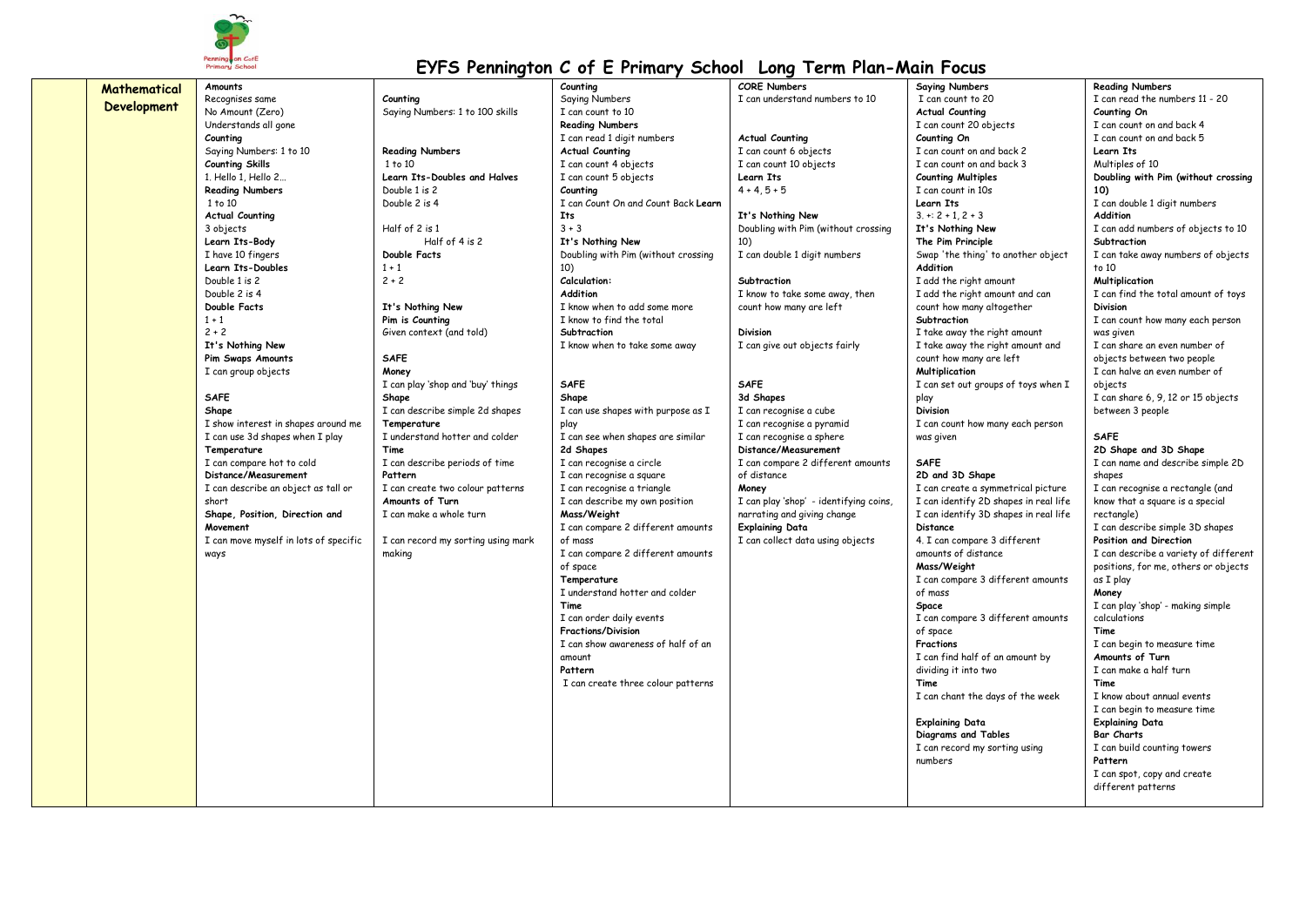# EYFS Pennington C of E Primary School Long Term Plan-Main Focus

| | | | | | | |
|---|---|---|---|---|---|---|
| **Mathematical Development** | **Amounts**<br>Recognises same<br>No Amount (Zero)<br>Understands all gone<br>**Counting**<br>Saying Numbers: 1 to 10<br>**Counting Skills**<br>1. Hello 1, Hello 2…<br>**Reading Numbers**<br>1 to 10<br>**Actual Counting**<br>3 objects<br>**Learn Its-Body**<br>I have 10 fingers<br>**Learn Its-Doubles**<br>Double 1 is 2<br>Double 2 is 4<br>**Double Facts**<br>1 + 1<br>2 + 2<br>**It's Nothing New**<br>**Pim Swaps Amounts**<br>I can group objects<br><br>**SAFE**<br>**Shape**<br>I show interest in shapes around me<br>I can use 3d shapes when I play<br>**Temperature**<br>I can compare hot to cold<br>**Distance/Measurement**<br>I can describe an object as tall or short<br>**Shape, Position, Direction and Movement**<br>I can move myself in lots of specific ways | **Counting**<br>Saying Numbers: 1 to 100 skills<br><br>**Reading Numbers**<br>1 to 10<br>**Learn Its-Doubles and Halves**<br>Double 1 is 2<br>Double 2 is 4<br><br>Half of 2 is 1<br>Half of 4 is 2<br>**Double Facts**<br>1 + 1<br>2 + 2<br><br>**It's Nothing New**<br>**Pim is Counting**<br>Given context (and told)<br><br>**SAFE**<br>**Money**<br>I can play 'shop and 'buy' things<br>**Shape**<br>I can describe simple 2d shapes<br>**Temperature**<br>I understand hotter and colder<br>**Time**<br>I can describe periods of time<br>**Pattern**<br>I can create two colour patterns<br>**Amounts of Turn**<br>I can make a whole turn<br><br>I can record my sorting using mark making | **Counting**<br>Saying Numbers<br>I can count to 10<br>**Reading Numbers**<br>I can read 1 digit numbers<br>**Actual Counting**<br>I can count 4 objects<br>I can count 5 objects<br>**Counting**<br>I can Count On and Count Back **Learn Its**<br>3 + 3<br>**It's Nothing New**<br>Doubling with Pim (without crossing 10)<br>**Calculation:**<br>**Addition**<br>I know when to add some more<br>I know to find the total<br>**Subtraction**<br>I know when to take some away<br><br>**SAFE**<br>**Shape**<br>I can use shapes with purpose as I play<br>I can see when shapes are similar<br>**2d Shapes**<br>I can recognise a circle<br>I can recognise a square<br>I can recognise a triangle<br>I can describe my own position<br>**Mass/Weight**<br>I can compare 2 different amounts of mass<br>I can compare 2 different amounts of space<br>**Temperature**<br>I understand hotter and colder<br>**Time**<br>I can order daily events<br>**Fractions/Division**<br>I can show awareness of half of an amount<br>**Pattern**<br>I can create three colour patterns | **CORE Numbers**<br>I can understand numbers to 10<br><br>**Actual Counting**<br>I can count 6 objects<br>I can count 10 objects<br>**Learn Its**<br>4 + 4, 5 + 5<br><br>**It's Nothing New**<br>Doubling with Pim (without crossing 10)<br>I can double 1 digit numbers<br><br>**Subtraction**<br>I know to take some away, then count how many are left<br><br>**Division**<br>I can give out objects fairly<br><br>**SAFE**<br>**3d Shapes**<br>I can recognise a cube<br>I can recognise a pyramid<br>I can recognise a sphere<br>**Distance/Measurement**<br>I can compare 2 different amounts of distance<br>**Money**<br>I can play 'shop' - identifying coins, narrating and giving change<br>**Explaining Data**<br>I can collect data using objects | **Saying Numbers**<br>I can count to 20<br>**Actual Counting**<br>I can count 20 objects<br>**Counting On**<br>I can count on and back 2<br>I can count on and back 3<br>**Counting Multiples**<br>I can count in 10s<br>**Learn Its**<br>3. +: 2 + 1, 2 + 3<br>**It's Nothing New**<br>**The Pim Principle**<br>Swap 'the thing' to another object<br>**Addition**<br>I add the right amount<br>I add the right amount and can count how many altogether<br>**Subtraction**<br>I take away the right amount<br>I take away the right amount and count how many are left<br>**Multiplication**<br>I can set out groups of toys when I play<br>**Division**<br>I can count how many each person was given<br><br>**SAFE**<br>**2D and 3D Shape**<br>I can create a symmetrical picture<br>I can identify 2D shapes in real life<br>I can identify 3D shapes in real life<br>**Distance**<br>4. I can compare 3 different amounts of distance<br>**Mass/Weight**<br>I can compare 3 different amounts of mass<br>**Space**<br>I can compare 3 different amounts of space<br>**Fractions**<br>I can find half of an amount by dividing it into two<br>**Time**<br>I can chant the days of the week<br><br>**Explaining Data**<br>**Diagrams and Tables**<br>I can record my sorting using numbers | **Reading Numbers**<br>I can read the numbers 11 - 20<br>**Counting On**<br>I can count on and back 4<br>I can count on and back 5<br>**Learn Its**<br>Multiples of 10<br>**Doubling with Pim (without crossing 10)**<br>I can double 1 digit numbers<br>**Addition**<br>I can add numbers of objects to 10<br>**Subtraction**<br>I can take away numbers of objects to 10<br>**Multiplication**<br>I can find the total amount of toys<br>**Division**<br>I can count how many each person was given<br>I can share an even number of objects between two people<br>I can halve an even number of objects<br>I can share 6, 9, 12 or 15 objects between 3 people<br><br>**SAFE**<br>**2D Shape and 3D Shape**<br>I can name and describe simple 2D shapes<br>I can recognise a rectangle (and know that a square is a special rectangle)<br>I can describe simple 3D shapes<br>**Position and Direction**<br>I can describe a variety of different positions, for me, others or objects as I play<br>**Money**<br>I can play 'shop' - making simple calculations<br>**Time**<br>I can begin to measure time<br>**Amounts of Turn**<br>I can make a half turn<br>**Time**<br>I know about annual events<br>I can begin to measure time<br>**Explaining Data**<br>**Bar Charts**<br>I can build counting towers<br>**Pattern**<br>I can spot, copy and create different patterns |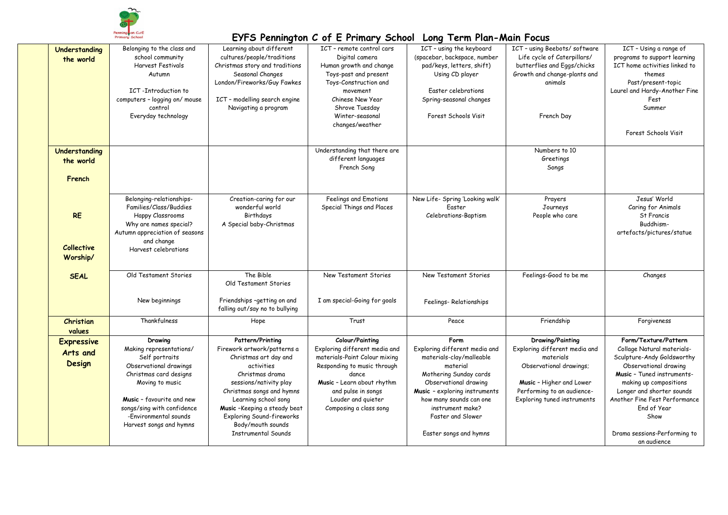# EYFS Pennington C of E Primary School Long Term Plan-Main Focus

| | | | | | | |
|---|---|---|---|---|---|---|
| **Understanding the world** | Belonging to the class and school community<br>Harvest Festivals<br>Autumn<br><br>ICT -Introduction to computers – logging on/ mouse control<br>Everyday technology | Learning about different cultures/people/traditions<br>Christmas story and traditions<br>Seasonal Changes<br>London/Fireworks/Guy Fawkes<br><br>ICT – modelling search engine<br>Navigating a program | ICT – remote control cars<br>Digital camera<br>Human growth and change<br>Toys-past and present<br>Toys-Construction and movement<br>Chinese New Year<br>Shrove Tuesday<br>Winter-seasonal changes/weather | ICT – using the keyboard (spacebar, backspace, number pad/keys, letters, shift)<br>Using CD player<br><br>Easter celebrations<br>Spring-seasonal changes<br><br>Forest Schools Visit | ICT – using Beebots/ software<br>Life cycle of Caterpillars/ butterflies and Eggs/chicks<br>Growth and change-plants and animals<br><br>French Day | ICT – Using a range of programs to support learning<br>ICT home activities linked to themes<br>Past/present-topic<br>Laurel and Hardy-Another Fine Fest<br>Summer<br><br>Forest Schools Visit |
| **Understanding the world**<br><br>**French** | | | Understanding that there are different languages<br>French Song | | Numbers to 10<br>Greetings<br>Songs | |
| **RE**<br><br>**Collective Worship/** | Belonging-relationships-Families/Class/Buddies<br>Happy Classrooms<br>Why are names special?<br>Autumn appreciation of seasons and change<br>Harvest celebrations | Creation-caring for our wonderful world<br>Birthdays<br>A Special baby-Christmas | Feelings and Emotions<br>Special Things and Places | New Life- Spring 'Looking walk'<br>Easter<br>Celebrations-Baptism | Prayers<br>Journeys<br>People who care | Jesus' World<br>Caring for Animals<br>St Francis<br>Buddhism-artefacts/pictures/statue |
| **SEAL** | Old Testament Stories<br><br>New beginnings | The Bible<br>Old Testament Stories<br><br>Friendships –getting on and falling out/say no to bullying | New Testament Stories<br><br>I am special-Going for goals | New Testament Stories<br><br>Feelings- Relationships | Feelings-Good to be me | Changes |
| **Christian values** | Thankfulness | Hope | Trust | Peace | Friendship | Forgiveness |
| **Expressive Arts and Design** | **Drawing**<br>Making representations/ Self portraits<br>Observational drawings<br>Christmas card designs<br>Moving to music<br><br>**Music** – favourite and new songs/sing with confidence<br>-Environmental sounds<br>Harvest songs and hymns | **Pattern/Printing**<br>Firework artwork/patterns a Christmas art day and activities<br>Christmas drama sessions/nativity play<br>Christmas songs and hymns<br>Learning school song<br>**Music** –Keeping a steady beat<br>Exploring Sound-fireworks<br>Body/mouth sounds<br>Instrumental Sounds | **Colour/Painting**<br>Exploring different media and materials-Paint Colour mixing<br>Responding to music through dance<br>**Music** – Learn about rhythm and pulse in songs<br>Louder and quieter<br>Composing a class song | **Form**<br>Exploring different media and materials-clay/malleable material<br>Mothering Sunday cards<br>Observational drawing<br>**Music** – exploring instruments how many sounds can one instrument make?<br>Faster and Slower<br><br>Easter songs and hymns | **Drawing/Painting**<br>Exploring different media and materials<br>Observational drawings;<br><br>**Music** – Higher and Lower<br>Performing to an audience-<br>Exploring tuned instruments | **Form/Texture/Pattern**<br>Collage Natural materials-Sculpture-Andy Goldsworthy<br>Observational drawing<br>**Music** – Tuned instruments-making up compositions<br>Longer and shorter sounds<br>Another Fine Fest Performance<br>End of Year Show<br><br>Drama sessions-Performing to an audience |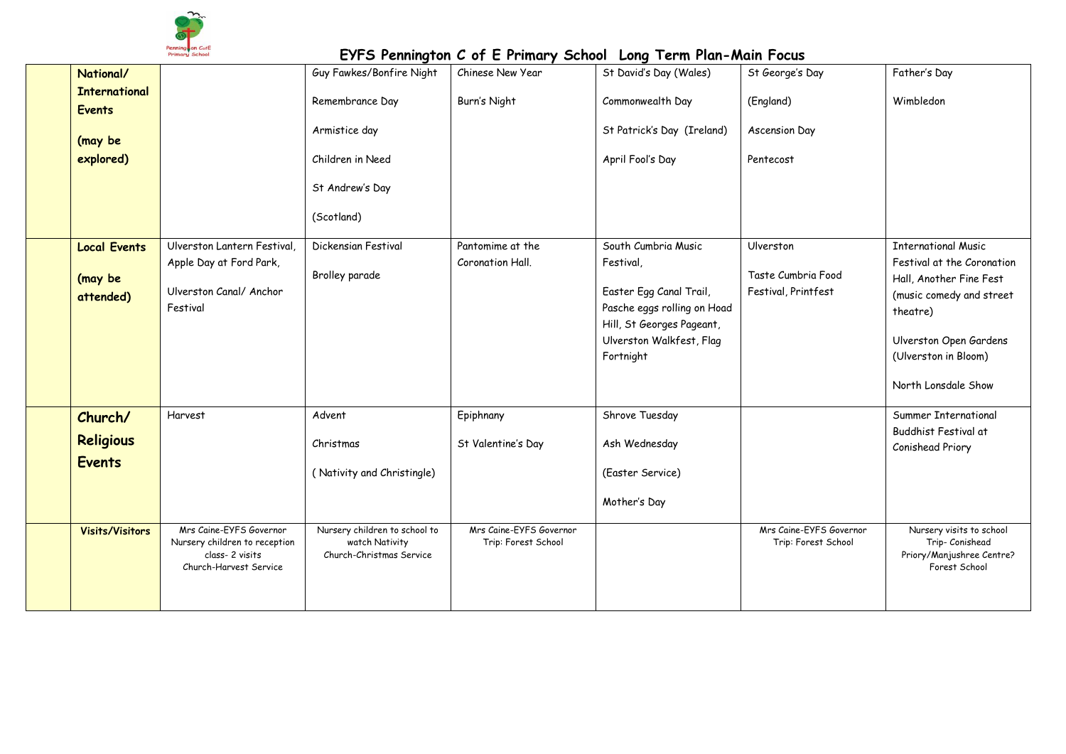# EYFS Pennington C of E Primary School Long Term Plan-Main Focus

| | | | | | | | |
|---|---|---|---|---|---|---|---|
| | **National/ International Events (may be explored)** | | Guy Fawkes/Bonfire Night<br>Remembrance Day<br>Armistice day<br>Children in Need<br>St Andrew's Day<br>(Scotland) | Chinese New Year<br>Burn's Night | St David's Day (Wales)<br>Commonwealth Day<br>St Patrick's Day (Ireland)<br>April Fool's Day | St George's Day<br>(England)<br>Ascension Day<br>Pentecost | Father's Day<br>Wimbledon |
| | **Local Events (may be attended)** | Ulverston Lantern Festival, Apple Day at Ford Park,<br>Ulverston Canal/ Anchor Festival | Dickensian Festival<br>Brolley parade | Pantomime at the Coronation Hall. | South Cumbria Music Festival,<br>Easter Egg Canal Trail, Pasche eggs rolling on Hoad Hill, St Georges Pageant, Ulverston Walkfest, Flag Fortnight | Ulverston<br>Taste Cumbria Food Festival, Printfest | International Music Festival at the Coronation Hall, Another Fine Fest (music comedy and street theatre)<br>Ulverston Open Gardens (Ulverston in Bloom)<br>North Lonsdale Show |
| | **Church/ Religious Events** | Harvest | Advent<br>Christmas<br>( Nativity and Christingle) | Epiphnany<br>St Valentine's Day | Shrove Tuesday<br>Ash Wednesday<br>(Easter Service)<br>Mother's Day | | Summer International Buddhist Festival at Conishead Priory |
| | **Visits/Visitors** | Mrs Caine-EYFS Governor<br>Nursery children to reception class- 2 visits<br>Church-Harvest Service | Nursery children to school to watch Nativity<br>Church-Christmas Service | Mrs Caine-EYFS Governor<br>Trip: Forest School | | Mrs Caine-EYFS Governor<br>Trip: Forest School | Nursery visits to school<br>Trip- Conishead Priory/Manjushree Centre?<br>Forest School |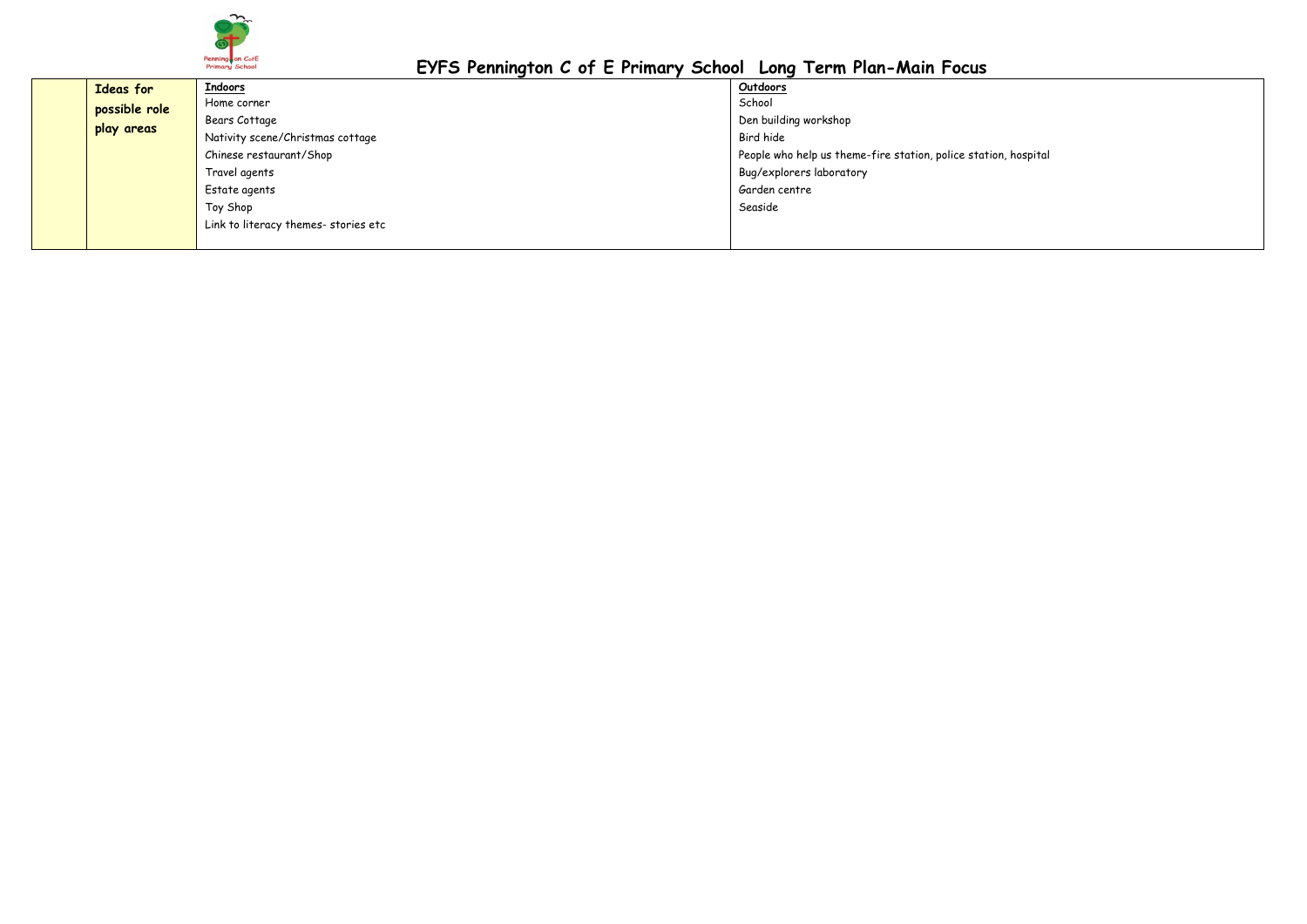# EYFS Pennington C of E Primary School Long Term Plan-Main Focus

| | | | |
|---|---|---|---|
| | **Ideas for possible role play areas** | **Indoors**<br>Home corner<br>Bears Cottage<br>Nativity scene/Christmas cottage<br>Chinese restaurant/Shop<br>Travel agents<br>Estate agents<br>Toy Shop<br>Link to literacy themes- stories etc | **Outdoors**<br>School<br>Den building workshop<br>Bird hide<br>People who help us theme-fire station, police station, hospital<br>Bug/explorers laboratory<br>Garden centre<br>Seaside |